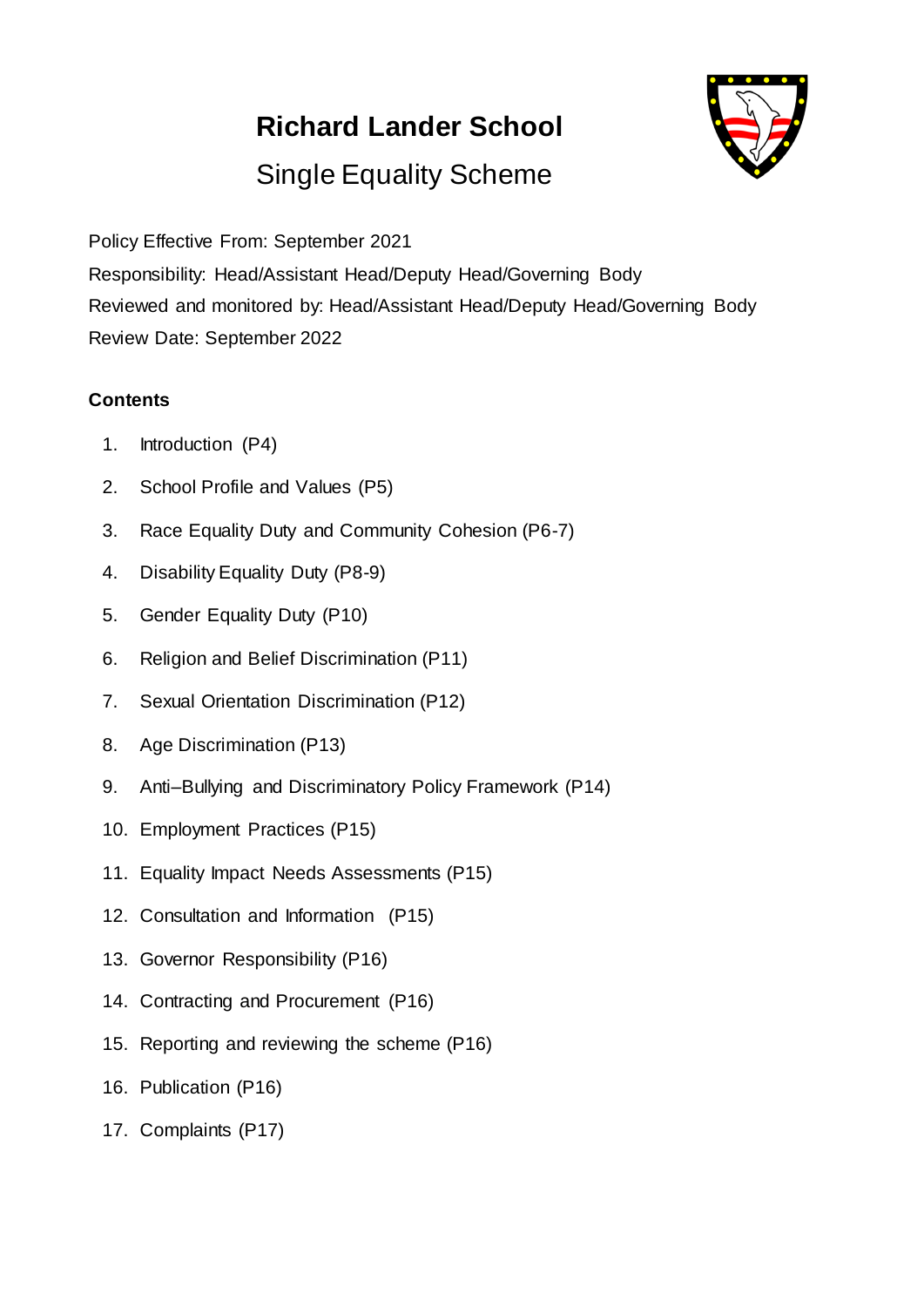# Richard Lander School

## Single Equality Scheme

Policy Effective From: September 2021

Responsibility: Head/Assistant Head/Deputy Head/Governing Body

Reviewed and monitored by: Head/Assistant Head/Deputy Head/Governing Body

Review Date: September 2022

**Contents**

1. Introduction (P4)
2. School Profile and Values (P5)
3. Race Equality Duty and Community Cohesion (P6-7)
4. Disability Equality Duty (P8-9)
5. Gender Equality Duty (P10)
6. Religion and Belief Discrimination (P11)
7. Sexual Orientation Discrimination (P12)
8. Age Discrimination (P13)
9. Anti–Bullying and Discriminatory Policy Framework (P14)
10. Employment Practices (P15)
11. Equality Impact Needs Assessments (P15)
12. Consultation and Information (P15)
13. Governor Responsibility (P16)
14. Contracting and Procurement (P16)
15. Reporting and reviewing the scheme (P16)
16. Publication (P16)
17. Complaints (P17)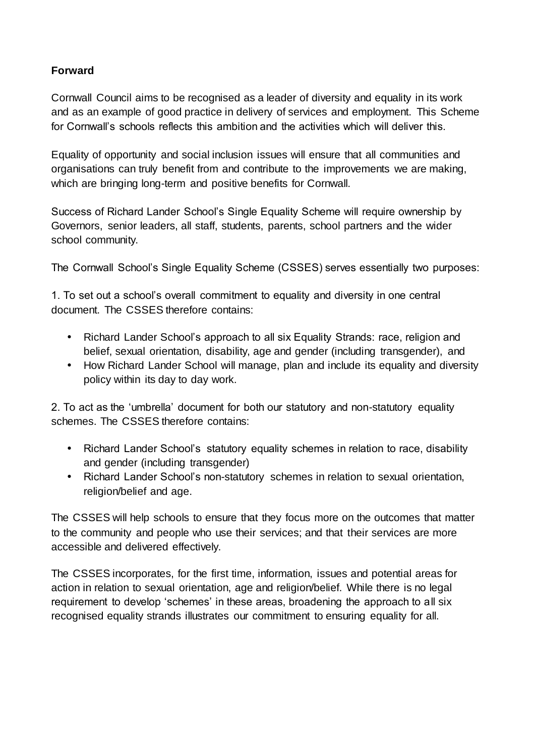**Forward**

Cornwall Council aims to be recognised as a leader of diversity and equality in its work and as an example of good practice in delivery of services and employment. This Scheme for Cornwall's schools reflects this ambition and the activities which will deliver this.

Equality of opportunity and social inclusion issues will ensure that all communities and organisations can truly benefit from and contribute to the improvements we are making, which are bringing long-term and positive benefits for Cornwall.

Success of Richard Lander School's Single Equality Scheme will require ownership by Governors, senior leaders, all staff, students, parents, school partners and the wider school community.

The Cornwall School's Single Equality Scheme (CSSES) serves essentially two purposes:

1. To set out a school's overall commitment to equality and diversity in one central document. The CSSES therefore contains:

- Richard Lander School's approach to all six Equality Strands: race, religion and belief, sexual orientation, disability, age and gender (including transgender), and
- How Richard Lander School will manage, plan and include its equality and diversity policy within its day to day work.

2. To act as the 'umbrella' document for both our statutory and non-statutory equality schemes. The CSSES therefore contains:

- Richard Lander School's statutory equality schemes in relation to race, disability and gender (including transgender)
- Richard Lander School's non-statutory schemes in relation to sexual orientation, religion/belief and age.

The CSSES will help schools to ensure that they focus more on the outcomes that matter to the community and people who use their services; and that their services are more accessible and delivered effectively.

The CSSES incorporates, for the first time, information, issues and potential areas for action in relation to sexual orientation, age and religion/belief. While there is no legal requirement to develop 'schemes' in these areas, broadening the approach to all six recognised equality strands illustrates our commitment to ensuring equality for all.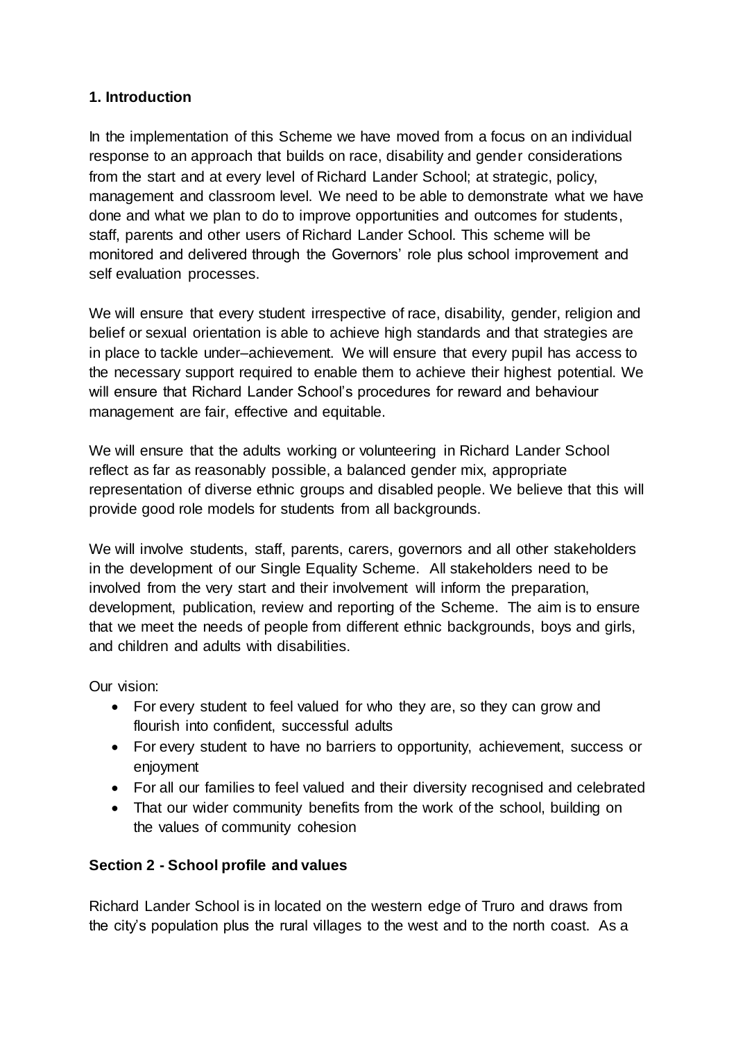## 1. Introduction

In the implementation of this Scheme we have moved from a focus on an individual response to an approach that builds on race, disability and gender considerations from the start and at every level of Richard Lander School; at strategic, policy, management and classroom level. We need to be able to demonstrate what we have done and what we plan to do to improve opportunities and outcomes for students, staff, parents and other users of Richard Lander School. This scheme will be monitored and delivered through the Governors' role plus school improvement and self evaluation processes.

We will ensure that every student irrespective of race, disability, gender, religion and belief or sexual orientation is able to achieve high standards and that strategies are in place to tackle under–achievement. We will ensure that every pupil has access to the necessary support required to enable them to achieve their highest potential. We will ensure that Richard Lander School's procedures for reward and behaviour management are fair, effective and equitable.

We will ensure that the adults working or volunteering in Richard Lander School reflect as far as reasonably possible, a balanced gender mix, appropriate representation of diverse ethnic groups and disabled people. We believe that this will provide good role models for students from all backgrounds.

We will involve students, staff, parents, carers, governors and all other stakeholders in the development of our Single Equality Scheme. All stakeholders need to be involved from the very start and their involvement will inform the preparation, development, publication, review and reporting of the Scheme. The aim is to ensure that we meet the needs of people from different ethnic backgrounds, boys and girls, and children and adults with disabilities.

Our vision:

- For every student to feel valued for who they are, so they can grow and flourish into confident, successful adults
- For every student to have no barriers to opportunity, achievement, success or enjoyment
- For all our families to feel valued and their diversity recognised and celebrated
- That our wider community benefits from the work of the school, building on the values of community cohesion

## Section 2 - School profile and values

Richard Lander School is in located on the western edge of Truro and draws from the city's population plus the rural villages to the west and to the north coast. As a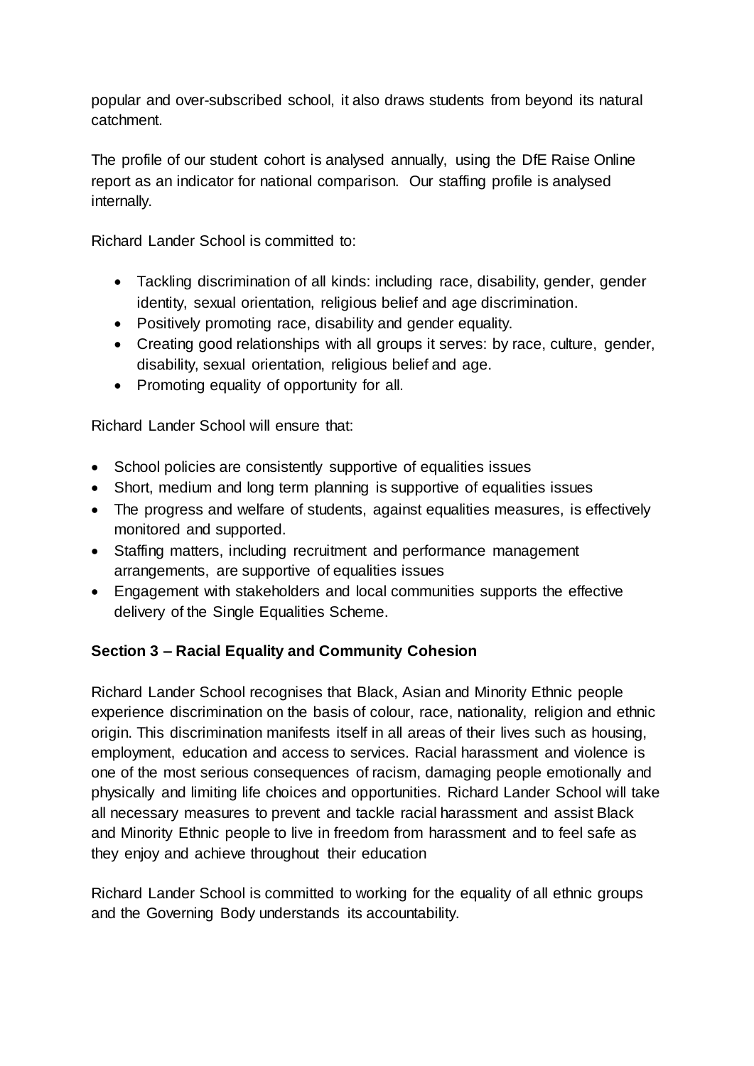popular and over-subscribed school, it also draws students from beyond its natural catchment.

The profile of our student cohort is analysed annually, using the DfE Raise Online report as an indicator for national comparison. Our staffing profile is analysed internally.

Richard Lander School is committed to:

- Tackling discrimination of all kinds: including race, disability, gender, gender identity, sexual orientation, religious belief and age discrimination.
- Positively promoting race, disability and gender equality.
- Creating good relationships with all groups it serves: by race, culture, gender, disability, sexual orientation, religious belief and age.
- Promoting equality of opportunity for all.

Richard Lander School will ensure that:

- School policies are consistently supportive of equalities issues
- Short, medium and long term planning is supportive of equalities issues
- The progress and welfare of students, against equalities measures, is effectively monitored and supported.
- Staffing matters, including recruitment and performance management arrangements, are supportive of equalities issues
- Engagement with stakeholders and local communities supports the effective delivery of the Single Equalities Scheme.

**Section 3 – Racial Equality and Community Cohesion**

Richard Lander School recognises that Black, Asian and Minority Ethnic people experience discrimination on the basis of colour, race, nationality, religion and ethnic origin. This discrimination manifests itself in all areas of their lives such as housing, employment, education and access to services. Racial harassment and violence is one of the most serious consequences of racism, damaging people emotionally and physically and limiting life choices and opportunities. Richard Lander School will take all necessary measures to prevent and tackle racial harassment and assist Black and Minority Ethnic people to live in freedom from harassment and to feel safe as they enjoy and achieve throughout their education

Richard Lander School is committed to working for the equality of all ethnic groups and the Governing Body understands its accountability.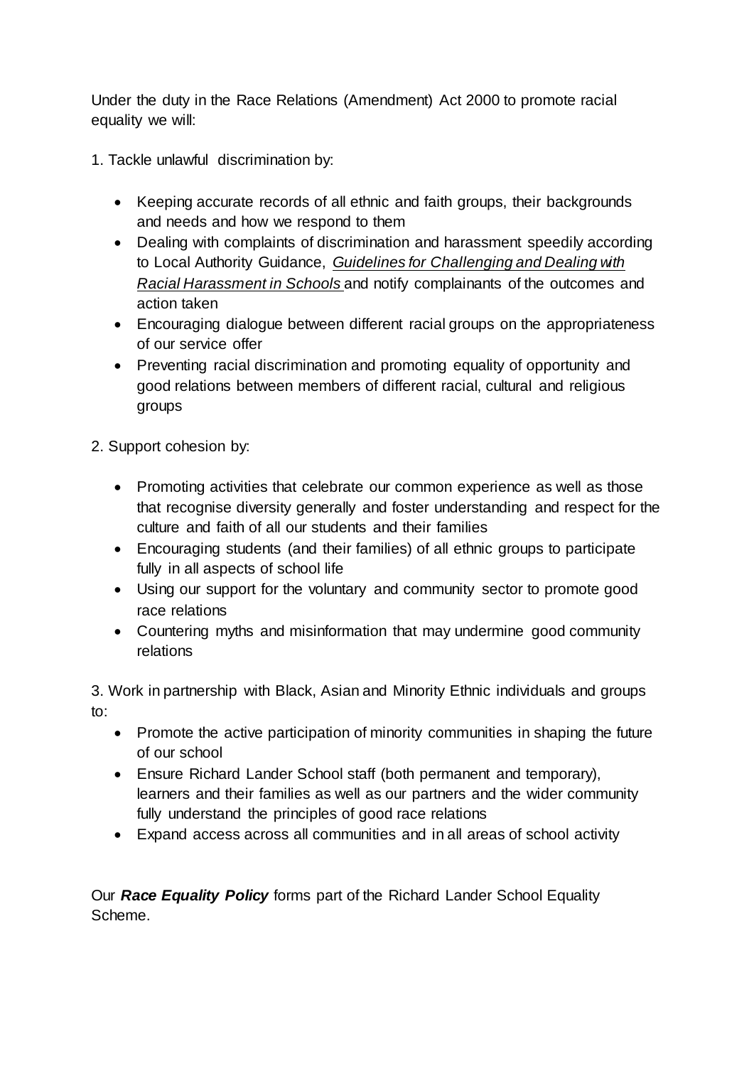Under the duty in the Race Relations (Amendment) Act 2000 to promote racial equality we will:

1. Tackle unlawful discrimination by:

- Keeping accurate records of all ethnic and faith groups, their backgrounds and needs and how we respond to them
- Dealing with complaints of discrimination and harassment speedily according to Local Authority Guidance, *Guidelines for Challenging and Dealing with Racial Harassment in Schools* and notify complainants of the outcomes and action taken
- Encouraging dialogue between different racial groups on the appropriateness of our service offer
- Preventing racial discrimination and promoting equality of opportunity and good relations between members of different racial, cultural and religious groups

2. Support cohesion by:

- Promoting activities that celebrate our common experience as well as those that recognise diversity generally and foster understanding and respect for the culture and faith of all our students and their families
- Encouraging students (and their families) of all ethnic groups to participate fully in all aspects of school life
- Using our support for the voluntary and community sector to promote good race relations
- Countering myths and misinformation that may undermine good community relations

3. Work in partnership with Black, Asian and Minority Ethnic individuals and groups to:

- Promote the active participation of minority communities in shaping the future of our school
- Ensure Richard Lander School staff (both permanent and temporary), learners and their families as well as our partners and the wider community fully understand the principles of good race relations
- Expand access across all communities and in all areas of school activity

Our ***Race Equality Policy*** forms part of the Richard Lander School Equality Scheme.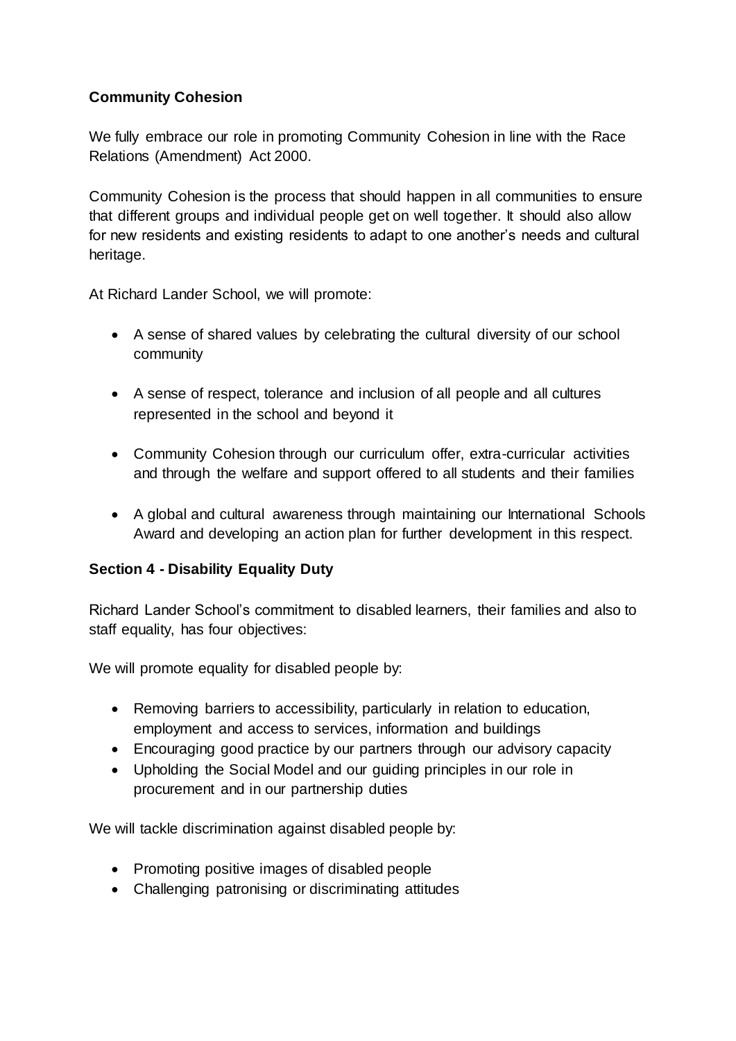**Community Cohesion**

We fully embrace our role in promoting Community Cohesion in line with the Race Relations (Amendment) Act 2000.

Community Cohesion is the process that should happen in all communities to ensure that different groups and individual people get on well together. It should also allow for new residents and existing residents to adapt to one another's needs and cultural heritage.

At Richard Lander School, we will promote:

- A sense of shared values by celebrating the cultural diversity of our school community

- A sense of respect, tolerance and inclusion of all people and all cultures represented in the school and beyond it

- Community Cohesion through our curriculum offer, extra-curricular activities and through the welfare and support offered to all students and their families

- A global and cultural awareness through maintaining our International Schools Award and developing an action plan for further development in this respect.

**Section 4 - Disability Equality Duty**

Richard Lander School's commitment to disabled learners, their families and also to staff equality, has four objectives:

We will promote equality for disabled people by:

- Removing barriers to accessibility, particularly in relation to education, employment and access to services, information and buildings
- Encouraging good practice by our partners through our advisory capacity
- Upholding the Social Model and our guiding principles in our role in procurement and in our partnership duties

We will tackle discrimination against disabled people by:

- Promoting positive images of disabled people
- Challenging patronising or discriminating attitudes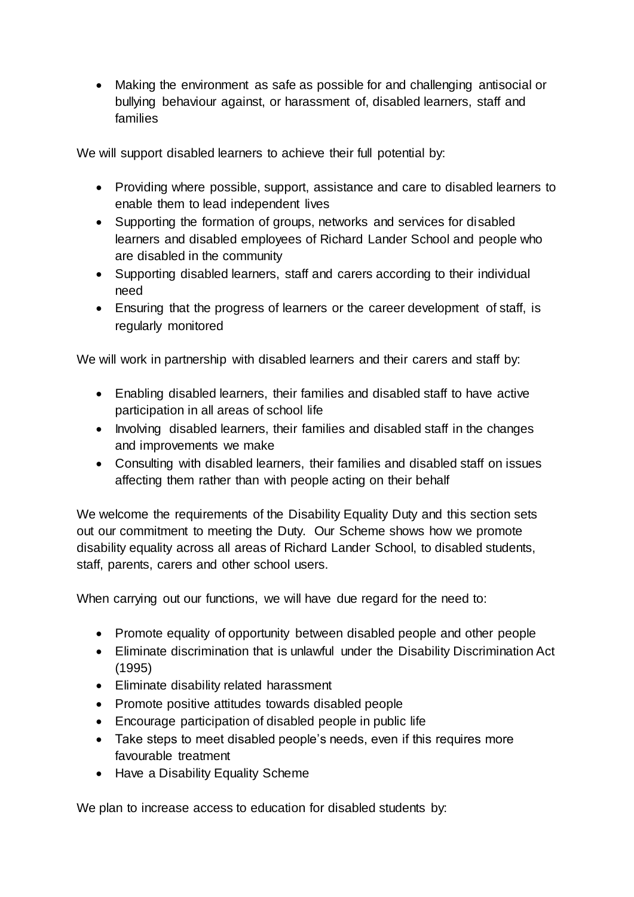- Making the environment as safe as possible for and challenging antisocial or bullying behaviour against, or harassment of, disabled learners, staff and families

We will support disabled learners to achieve their full potential by:

- Providing where possible, support, assistance and care to disabled learners to enable them to lead independent lives
- Supporting the formation of groups, networks and services for disabled learners and disabled employees of Richard Lander School and people who are disabled in the community
- Supporting disabled learners, staff and carers according to their individual need
- Ensuring that the progress of learners or the career development of staff, is regularly monitored

We will work in partnership with disabled learners and their carers and staff by:

- Enabling disabled learners, their families and disabled staff to have active participation in all areas of school life
- Involving disabled learners, their families and disabled staff in the changes and improvements we make
- Consulting with disabled learners, their families and disabled staff on issues affecting them rather than with people acting on their behalf

We welcome the requirements of the Disability Equality Duty and this section sets out our commitment to meeting the Duty. Our Scheme shows how we promote disability equality across all areas of Richard Lander School, to disabled students, staff, parents, carers and other school users.

When carrying out our functions, we will have due regard for the need to:

- Promote equality of opportunity between disabled people and other people
- Eliminate discrimination that is unlawful under the Disability Discrimination Act (1995)
- Eliminate disability related harassment
- Promote positive attitudes towards disabled people
- Encourage participation of disabled people in public life
- Take steps to meet disabled people's needs, even if this requires more favourable treatment
- Have a Disability Equality Scheme

We plan to increase access to education for disabled students by: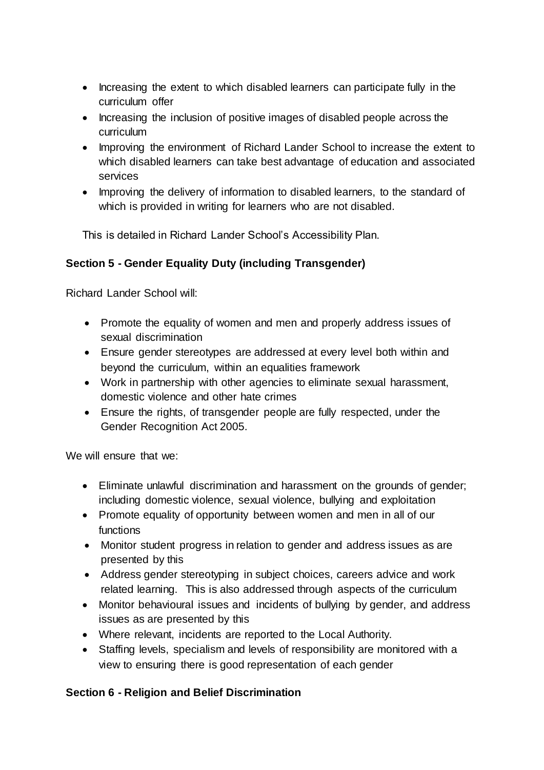- Increasing the extent to which disabled learners can participate fully in the curriculum offer
- Increasing the inclusion of positive images of disabled people across the curriculum
- Improving the environment of Richard Lander School to increase the extent to which disabled learners can take best advantage of education and associated services
- Improving the delivery of information to disabled learners, to the standard of which is provided in writing for learners who are not disabled.

This is detailed in Richard Lander School's Accessibility Plan.

**Section 5 - Gender Equality Duty (including Transgender)**

Richard Lander School will:

- Promote the equality of women and men and properly address issues of sexual discrimination
- Ensure gender stereotypes are addressed at every level both within and beyond the curriculum, within an equalities framework
- Work in partnership with other agencies to eliminate sexual harassment, domestic violence and other hate crimes
- Ensure the rights, of transgender people are fully respected, under the Gender Recognition Act 2005.

We will ensure that we:

- Eliminate unlawful discrimination and harassment on the grounds of gender; including domestic violence, sexual violence, bullying and exploitation
- Promote equality of opportunity between women and men in all of our functions
- Monitor student progress in relation to gender and address issues as are presented by this
- Address gender stereotyping in subject choices, careers advice and work related learning. This is also addressed through aspects of the curriculum
- Monitor behavioural issues and incidents of bullying by gender, and address issues as are presented by this
- Where relevant, incidents are reported to the Local Authority.
- Staffing levels, specialism and levels of responsibility are monitored with a view to ensuring there is good representation of each gender

**Section 6 - Religion and Belief Discrimination**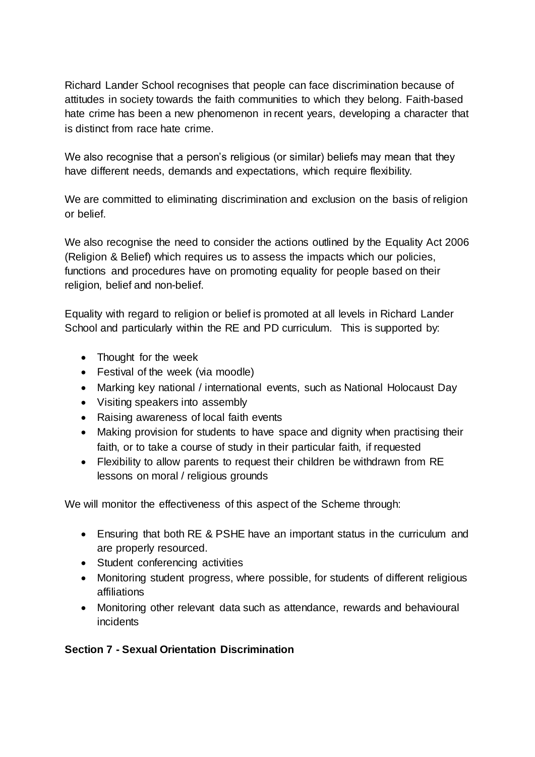Richard Lander School recognises that people can face discrimination because of attitudes in society towards the faith communities to which they belong. Faith-based hate crime has been a new phenomenon in recent years, developing a character that is distinct from race hate crime.

We also recognise that a person's religious (or similar) beliefs may mean that they have different needs, demands and expectations, which require flexibility.

We are committed to eliminating discrimination and exclusion on the basis of religion or belief.

We also recognise the need to consider the actions outlined by the Equality Act 2006 (Religion & Belief) which requires us to assess the impacts which our policies, functions and procedures have on promoting equality for people based on their religion, belief and non-belief.

Equality with regard to religion or belief is promoted at all levels in Richard Lander School and particularly within the RE and PD curriculum. This is supported by:

- Thought for the week
- Festival of the week (via moodle)
- Marking key national / international events, such as National Holocaust Day
- Visiting speakers into assembly
- Raising awareness of local faith events
- Making provision for students to have space and dignity when practising their faith, or to take a course of study in their particular faith, if requested
- Flexibility to allow parents to request their children be withdrawn from RE lessons on moral / religious grounds

We will monitor the effectiveness of this aspect of the Scheme through:

- Ensuring that both RE & PSHE have an important status in the curriculum and are properly resourced.
- Student conferencing activities
- Monitoring student progress, where possible, for students of different religious affiliations
- Monitoring other relevant data such as attendance, rewards and behavioural incidents

**Section 7 - Sexual Orientation Discrimination**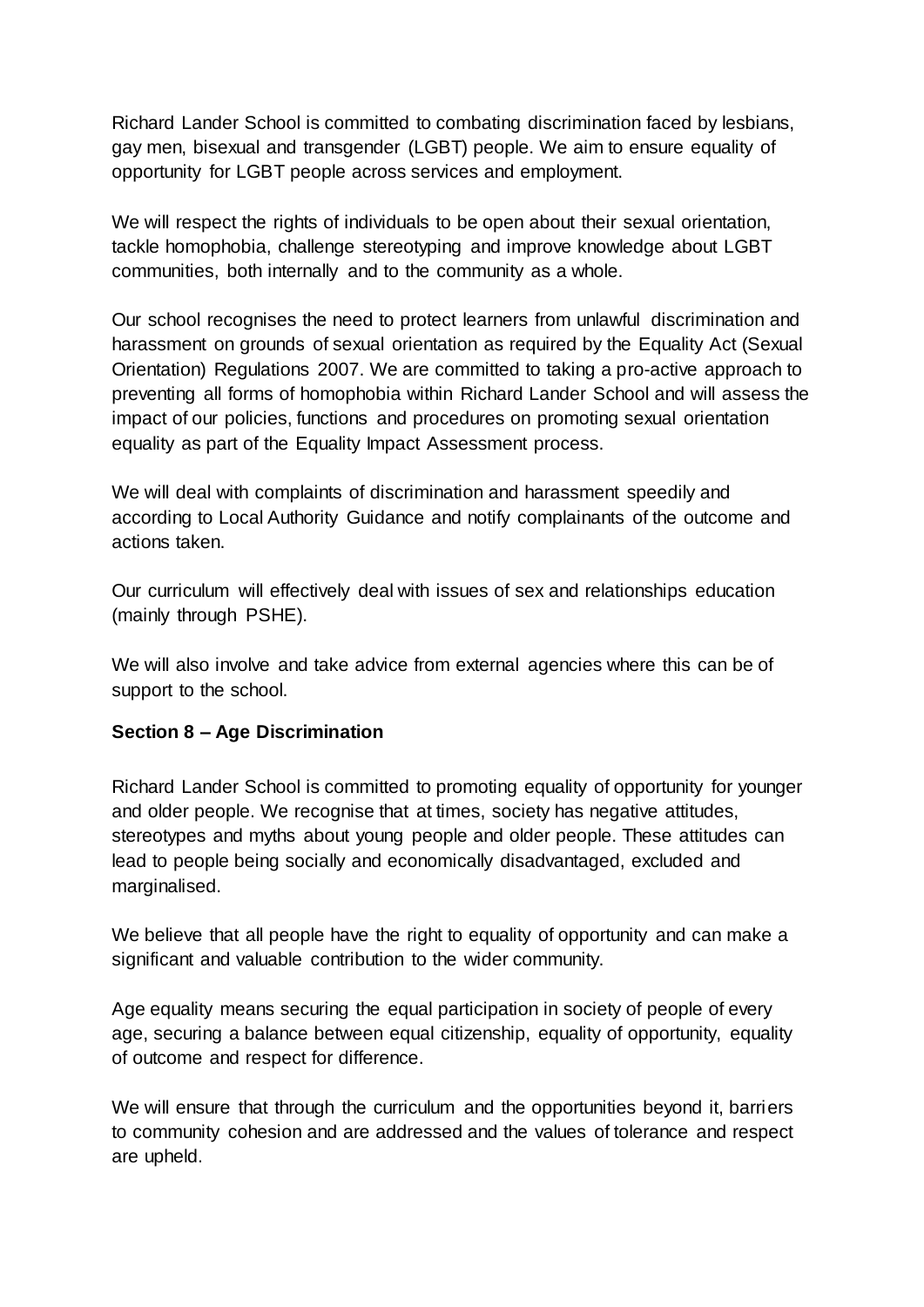Richard Lander School is committed to combating discrimination faced by lesbians, gay men, bisexual and transgender (LGBT) people. We aim to ensure equality of opportunity for LGBT people across services and employment.

We will respect the rights of individuals to be open about their sexual orientation, tackle homophobia, challenge stereotyping and improve knowledge about LGBT communities, both internally and to the community as a whole.

Our school recognises the need to protect learners from unlawful discrimination and harassment on grounds of sexual orientation as required by the Equality Act (Sexual Orientation) Regulations 2007. We are committed to taking a pro-active approach to preventing all forms of homophobia within Richard Lander School and will assess the impact of our policies, functions and procedures on promoting sexual orientation equality as part of the Equality Impact Assessment process.

We will deal with complaints of discrimination and harassment speedily and according to Local Authority Guidance and notify complainants of the outcome and actions taken.

Our curriculum will effectively deal with issues of sex and relationships education (mainly through PSHE).

We will also involve and take advice from external agencies where this can be of support to the school.

**Section 8 – Age Discrimination**

Richard Lander School is committed to promoting equality of opportunity for younger and older people. We recognise that at times, society has negative attitudes, stereotypes and myths about young people and older people. These attitudes can lead to people being socially and economically disadvantaged, excluded and marginalised.

We believe that all people have the right to equality of opportunity and can make a significant and valuable contribution to the wider community.

Age equality means securing the equal participation in society of people of every age, securing a balance between equal citizenship, equality of opportunity, equality of outcome and respect for difference.

We will ensure that through the curriculum and the opportunities beyond it, barriers to community cohesion and are addressed and the values of tolerance and respect are upheld.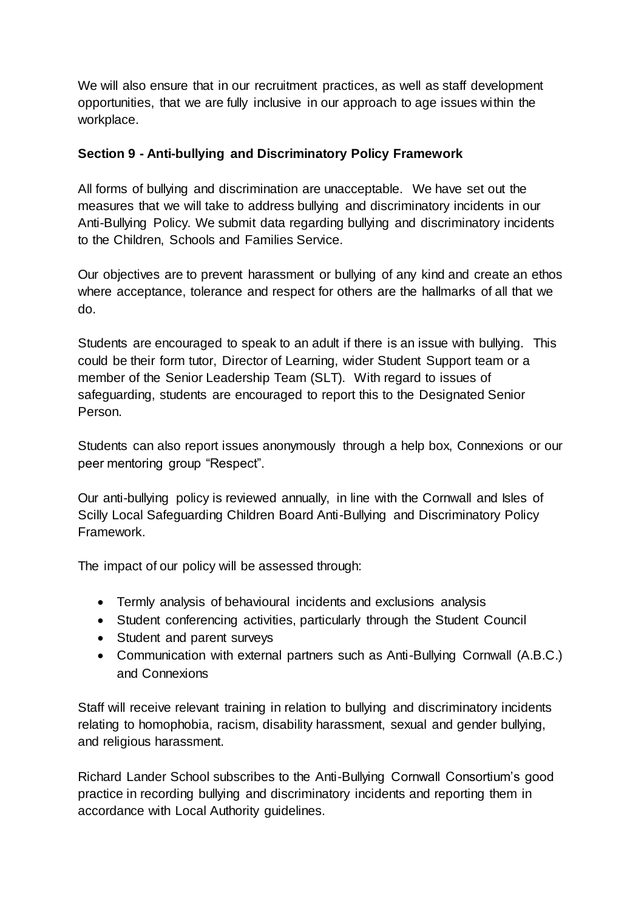We will also ensure that in our recruitment practices, as well as staff development opportunities, that we are fully inclusive in our approach to age issues within the workplace.

**Section 9 - Anti-bullying and Discriminatory Policy Framework**

All forms of bullying and discrimination are unacceptable. We have set out the measures that we will take to address bullying and discriminatory incidents in our Anti-Bullying Policy. We submit data regarding bullying and discriminatory incidents to the Children, Schools and Families Service.

Our objectives are to prevent harassment or bullying of any kind and create an ethos where acceptance, tolerance and respect for others are the hallmarks of all that we do.

Students are encouraged to speak to an adult if there is an issue with bullying. This could be their form tutor, Director of Learning, wider Student Support team or a member of the Senior Leadership Team (SLT). With regard to issues of safeguarding, students are encouraged to report this to the Designated Senior Person.

Students can also report issues anonymously through a help box, Connexions or our peer mentoring group "Respect".

Our anti-bullying policy is reviewed annually, in line with the Cornwall and Isles of Scilly Local Safeguarding Children Board Anti-Bullying and Discriminatory Policy Framework.

The impact of our policy will be assessed through:

- Termly analysis of behavioural incidents and exclusions analysis
- Student conferencing activities, particularly through the Student Council
- Student and parent surveys
- Communication with external partners such as Anti-Bullying Cornwall (A.B.C.) and Connexions

Staff will receive relevant training in relation to bullying and discriminatory incidents relating to homophobia, racism, disability harassment, sexual and gender bullying, and religious harassment.

Richard Lander School subscribes to the Anti-Bullying Cornwall Consortium's good practice in recording bullying and discriminatory incidents and reporting them in accordance with Local Authority guidelines.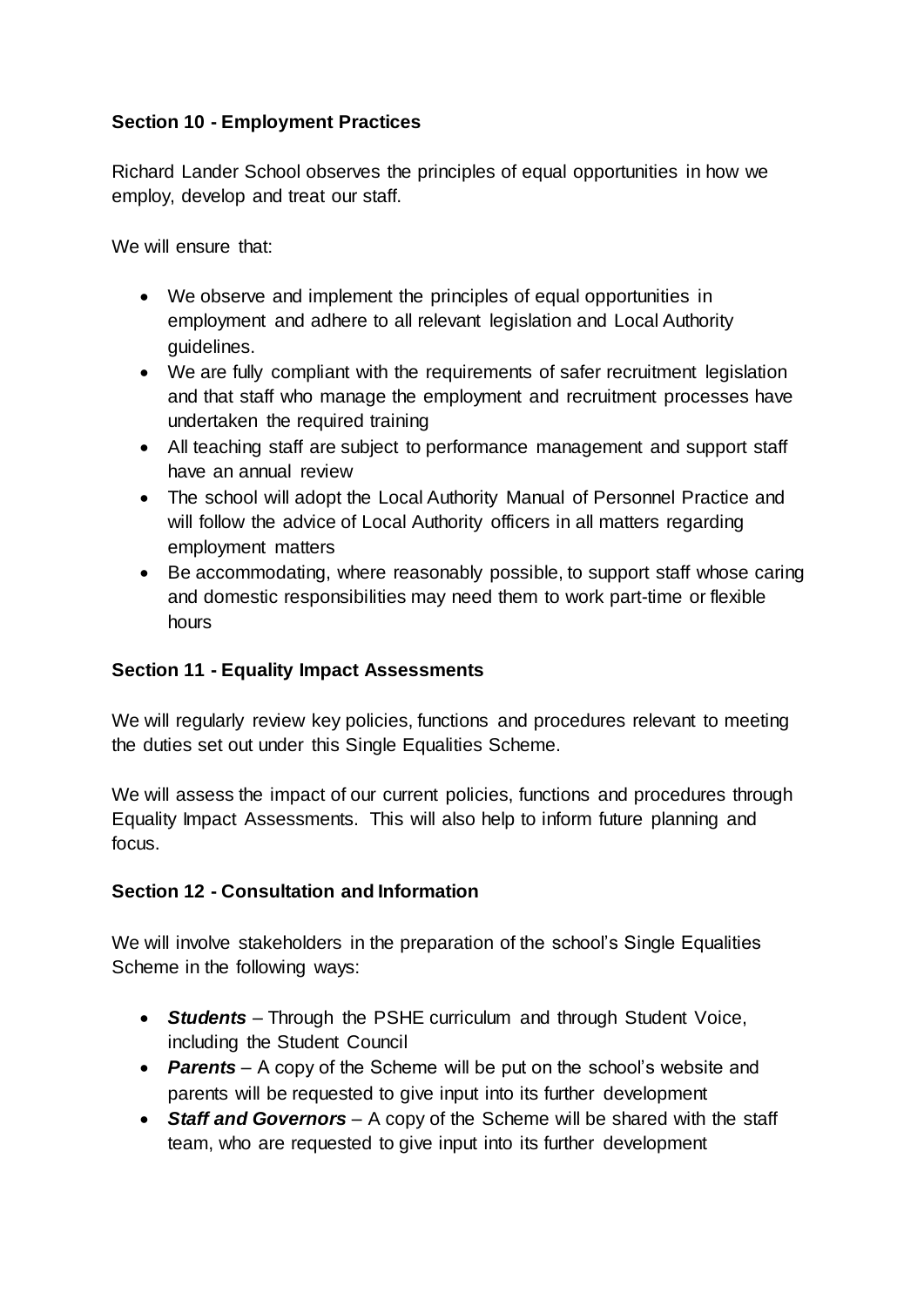**Section 10 - Employment Practices**

Richard Lander School observes the principles of equal opportunities in how we employ, develop and treat our staff.

We will ensure that:

- We observe and implement the principles of equal opportunities in employment and adhere to all relevant legislation and Local Authority guidelines.
- We are fully compliant with the requirements of safer recruitment legislation and that staff who manage the employment and recruitment processes have undertaken the required training
- All teaching staff are subject to performance management and support staff have an annual review
- The school will adopt the Local Authority Manual of Personnel Practice and will follow the advice of Local Authority officers in all matters regarding employment matters
- Be accommodating, where reasonably possible, to support staff whose caring and domestic responsibilities may need them to work part-time or flexible hours

**Section 11 - Equality Impact Assessments**

We will regularly review key policies, functions and procedures relevant to meeting the duties set out under this Single Equalities Scheme.

We will assess the impact of our current policies, functions and procedures through Equality Impact Assessments. This will also help to inform future planning and focus.

**Section 12 - Consultation and Information**

We will involve stakeholders in the preparation of the school's Single Equalities Scheme in the following ways:

- ***Students*** – Through the PSHE curriculum and through Student Voice, including the Student Council
- ***Parents*** – A copy of the Scheme will be put on the school's website and parents will be requested to give input into its further development
- ***Staff and Governors*** – A copy of the Scheme will be shared with the staff team, who are requested to give input into its further development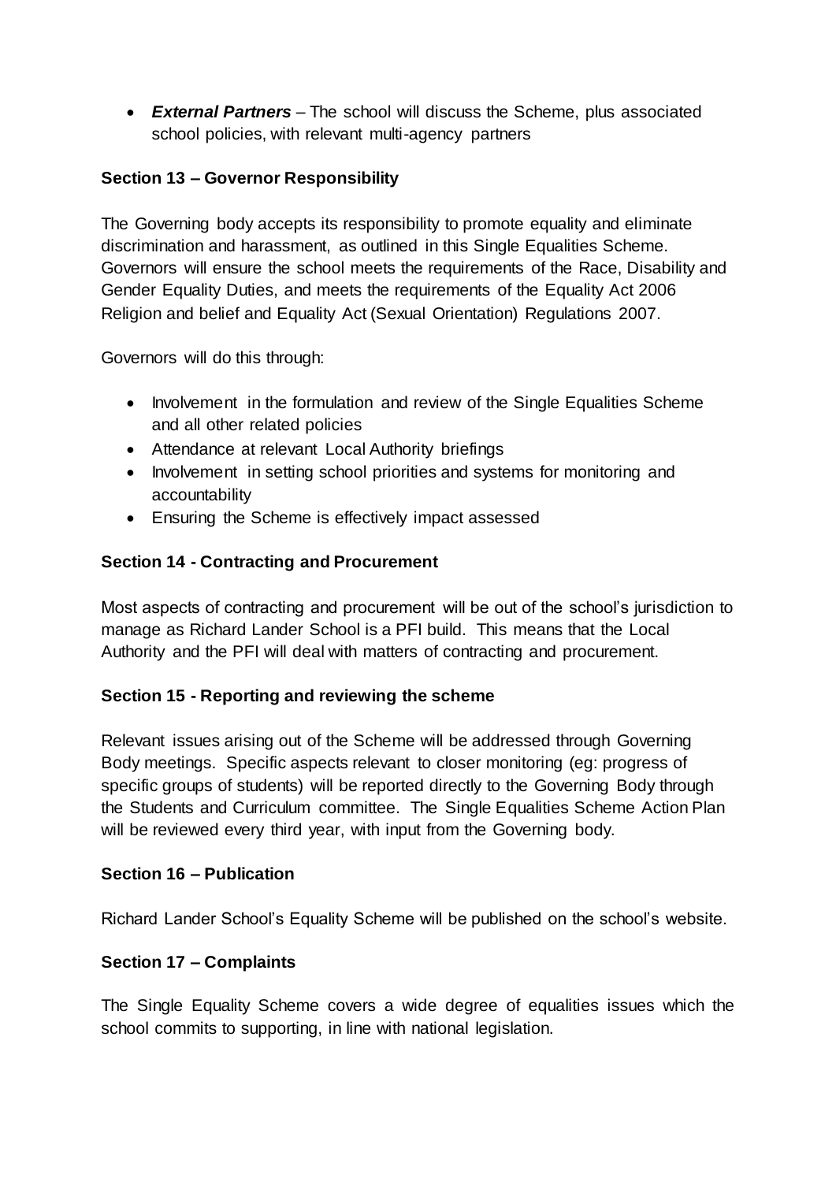- ***External Partners*** – The school will discuss the Scheme, plus associated school policies, with relevant multi-agency partners

**Section 13 – Governor Responsibility**

The Governing body accepts its responsibility to promote equality and eliminate discrimination and harassment, as outlined in this Single Equalities Scheme. Governors will ensure the school meets the requirements of the Race, Disability and Gender Equality Duties, and meets the requirements of the Equality Act 2006 Religion and belief and Equality Act (Sexual Orientation) Regulations 2007.

Governors will do this through:

- Involvement in the formulation and review of the Single Equalities Scheme and all other related policies
- Attendance at relevant Local Authority briefings
- Involvement in setting school priorities and systems for monitoring and accountability
- Ensuring the Scheme is effectively impact assessed

**Section 14 - Contracting and Procurement**

Most aspects of contracting and procurement will be out of the school's jurisdiction to manage as Richard Lander School is a PFI build. This means that the Local Authority and the PFI will deal with matters of contracting and procurement.

**Section 15 - Reporting and reviewing the scheme**

Relevant issues arising out of the Scheme will be addressed through Governing Body meetings. Specific aspects relevant to closer monitoring (eg: progress of specific groups of students) will be reported directly to the Governing Body through the Students and Curriculum committee. The Single Equalities Scheme Action Plan will be reviewed every third year, with input from the Governing body.

**Section 16 – Publication**

Richard Lander School's Equality Scheme will be published on the school's website.

**Section 17 – Complaints**

The Single Equality Scheme covers a wide degree of equalities issues which the school commits to supporting, in line with national legislation.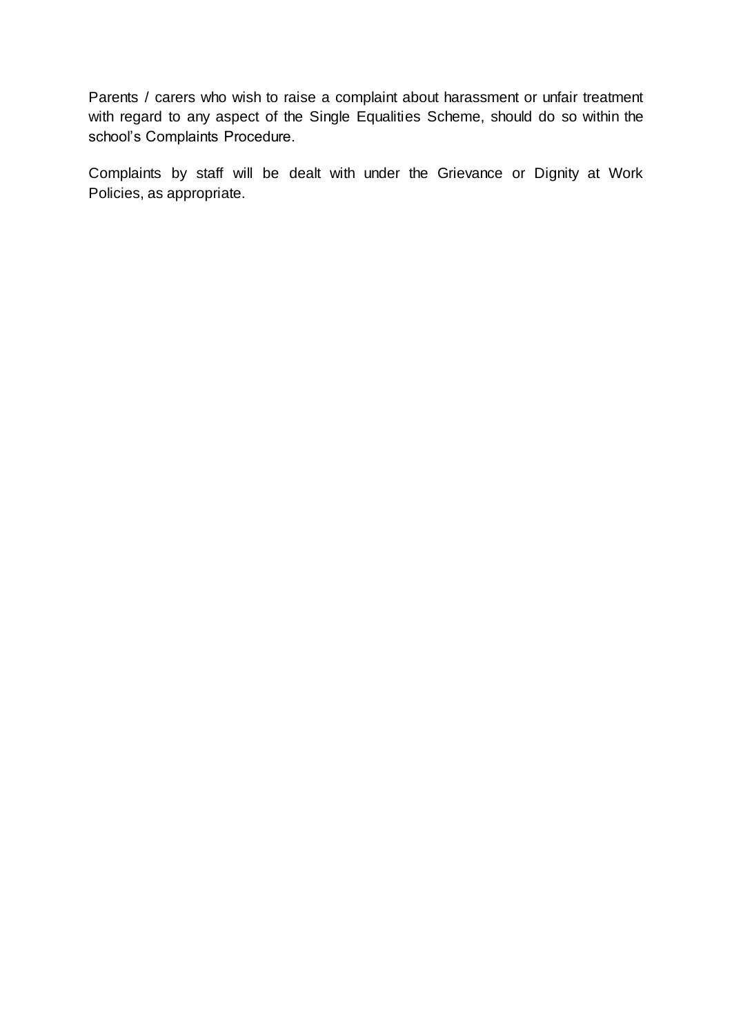Parents / carers who wish to raise a complaint about harassment or unfair treatment with regard to any aspect of the Single Equalities Scheme, should do so within the school's Complaints Procedure.

Complaints by staff will be dealt with under the Grievance or Dignity at Work Policies, as appropriate.